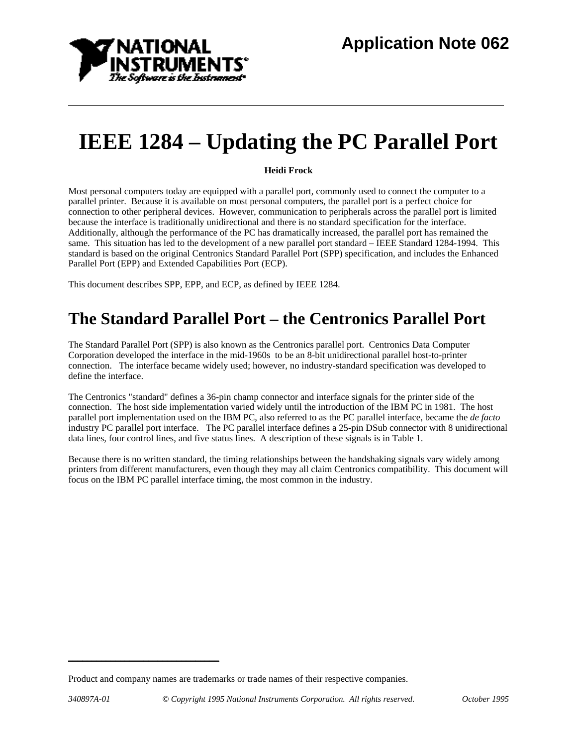Application Note 062

# IEEE 1284 – Updating the PC Parallel Port

**Heidi Frock**

Most personal computers today are equipped with a parallel port, commonly used to connect the computer to a parallel printer. Because it is available on most personal computers, the parallel port is a perfect choice for connection to other peripheral devices. However, communication to peripherals across the parallel port is limited because the interface is traditionally unidirectional and there is no standard specification for the interface. Additionally, although the performance of the PC has dramatically increased, the parallel port has remained the same. This situation has led to the development of a new parallel port standard – IEEE Standard 1284-1994. This standard is based on the original Centronics Standard Parallel Port (SPP) specification, and includes the Enhanced Parallel Port (EPP) and Extended Capabilities Port (ECP).

This document describes SPP, EPP, and ECP, as defined by IEEE 1284.

## The Standard Parallel Port – the Centronics Parallel Port

The Standard Parallel Port (SPP) is also known as the Centronics parallel port. Centronics Data Computer Corporation developed the interface in the mid-1960s to be an 8-bit unidirectional parallel host-to-printer connection. The interface became widely used; however, no industry-standard specification was developed to define the interface.

The Centronics "standard" defines a 36-pin champ connector and interface signals for the printer side of the connection. The host side implementation varied widely until the introduction of the IBM PC in 1981. The host parallel port implementation used on the IBM PC, also referred to as the PC parallel interface, became the *de facto* industry PC parallel port interface. The PC parallel interface defines a 25-pin DSub connector with 8 unidirectional data lines, four control lines, and five status lines. A description of these signals is in Table 1.

Because there is no written standard, the timing relationships between the handshaking signals vary widely among printers from different manufacturers, even though they may all claim Centronics compatibility. This document will focus on the IBM PC parallel interface timing, the most common in the industry.

Product and company names are trademarks or trade names of their respective companies.

*340897A-01* *© Copyright 1995 National Instruments Corporation. All rights reserved.* *October 1995*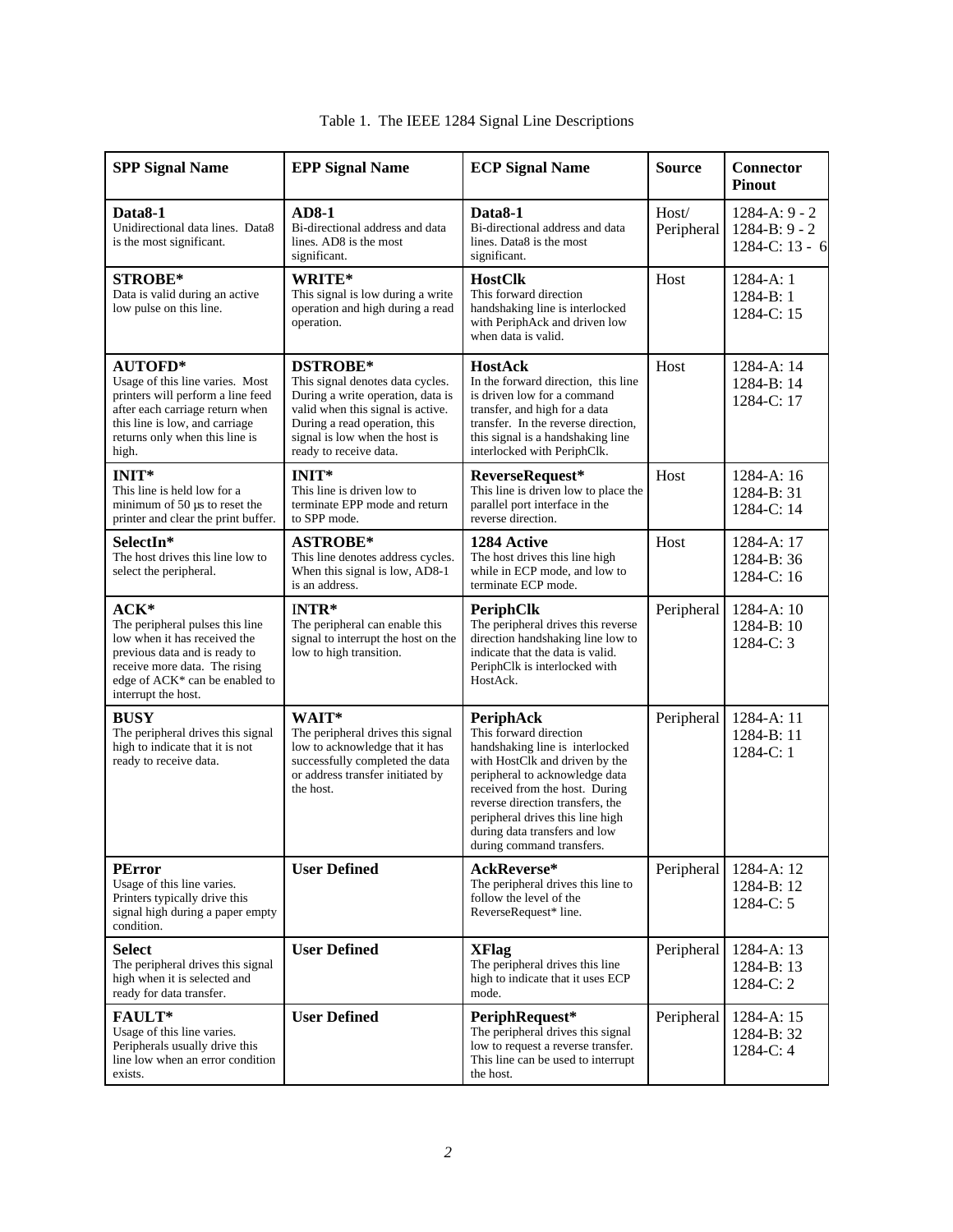Table 1. The IEEE 1284 Signal Line Descriptions

| SPP Signal Name | EPP Signal Name | ECP Signal Name | Source | Connector Pinout |
|---|---|---|---|---|
| **Data8-1**<br>Unidirectional data lines. Data8 is the most significant. | **AD8-1**<br>Bi-directional address and data lines. AD8 is the most significant. | **Data8-1**<br>Bi-directional address and data lines. Data8 is the most significant. | Host/ Peripheral | 1284-A: 9 - 2<br>1284-B: 9 - 2<br>1284-C: 13 - 6 |
| **STROBE***<br>Data is valid during an active low pulse on this line. | **WRITE***<br>This signal is low during a write operation and high during a read operation. | **HostClk**<br>This forward direction handshaking line is interlocked with PeriphAck and driven low when data is valid. | Host | 1284-A: 1<br>1284-B: 1<br>1284-C: 15 |
| **AUTOFD***<br>Usage of this line varies. Most printers will perform a line feed after each carriage return when this line is low, and carriage returns only when this line is high. | **DSTROBE***<br>This signal denotes data cycles. During a write operation, data is valid when this signal is active. During a read operation, this signal is low when the host is ready to receive data. | **HostAck**<br>In the forward direction, this line is driven low for a command transfer, and high for a data transfer. In the reverse direction, this signal is a handshaking line interlocked with PeriphClk. | Host | 1284-A: 14<br>1284-B: 14<br>1284-C: 17 |
| **INIT***<br>This line is held low for a minimum of 50 µs to reset the printer and clear the print buffer. | **INIT***<br>This line is driven low to terminate EPP mode and return to SPP mode. | **ReverseRequest***<br>This line is driven low to place the parallel port interface in the reverse direction. | Host | 1284-A: 16<br>1284-B: 31<br>1284-C: 14 |
| **SelectIn***<br>The host drives this line low to select the peripheral. | **ASTROBE***<br>This line denotes address cycles. When this signal is low, AD8-1 is an address. | **1284 Active**<br>The host drives this line high while in ECP mode, and low to terminate ECP mode. | Host | 1284-A: 17<br>1284-B: 36<br>1284-C: 16 |
| **ACK***<br>The peripheral pulses this line low when it has received the previous data and is ready to receive more data. The rising edge of ACK* can be enabled to interrupt the host. | **INTR***<br>The peripheral can enable this signal to interrupt the host on the low to high transition. | **PeriphClk**<br>The peripheral drives this reverse direction handshaking line low to indicate that the data is valid. PeriphClk is interlocked with HostAck. | Peripheral | 1284-A: 10<br>1284-B: 10<br>1284-C: 3 |
| **BUSY**<br>The peripheral drives this signal high to indicate that it is not ready to receive data. | **WAIT***<br>The peripheral drives this signal low to acknowledge that it has successfully completed the data or address transfer initiated by the host. | **PeriphAck**<br>This forward direction handshaking line is interlocked with HostClk and driven by the peripheral to acknowledge data received from the host. During reverse direction transfers, the peripheral drives this line high during data transfers and low during command transfers. | Peripheral | 1284-A: 11<br>1284-B: 11<br>1284-C: 1 |
| **PError**<br>Usage of this line varies. Printers typically drive this signal high during a paper empty condition. | **User Defined** | **AckReverse***<br>The peripheral drives this line to follow the level of the ReverseRequest* line. | Peripheral | 1284-A: 12<br>1284-B: 12<br>1284-C: 5 |
| **Select**<br>The peripheral drives this signal high when it is selected and ready for data transfer. | **User Defined** | **XFlag**<br>The peripheral drives this line high to indicate that it uses ECP mode. | Peripheral | 1284-A: 13<br>1284-B: 13<br>1284-C: 2 |
| **FAULT***<br>Usage of this line varies. Peripherals usually drive this line low when an error condition exists. | **User Defined** | **PeriphRequest***<br>The peripheral drives this signal low to request a reverse transfer. This line can be used to interrupt the host. | Peripheral | 1284-A: 15<br>1284-B: 32<br>1284-C: 4 |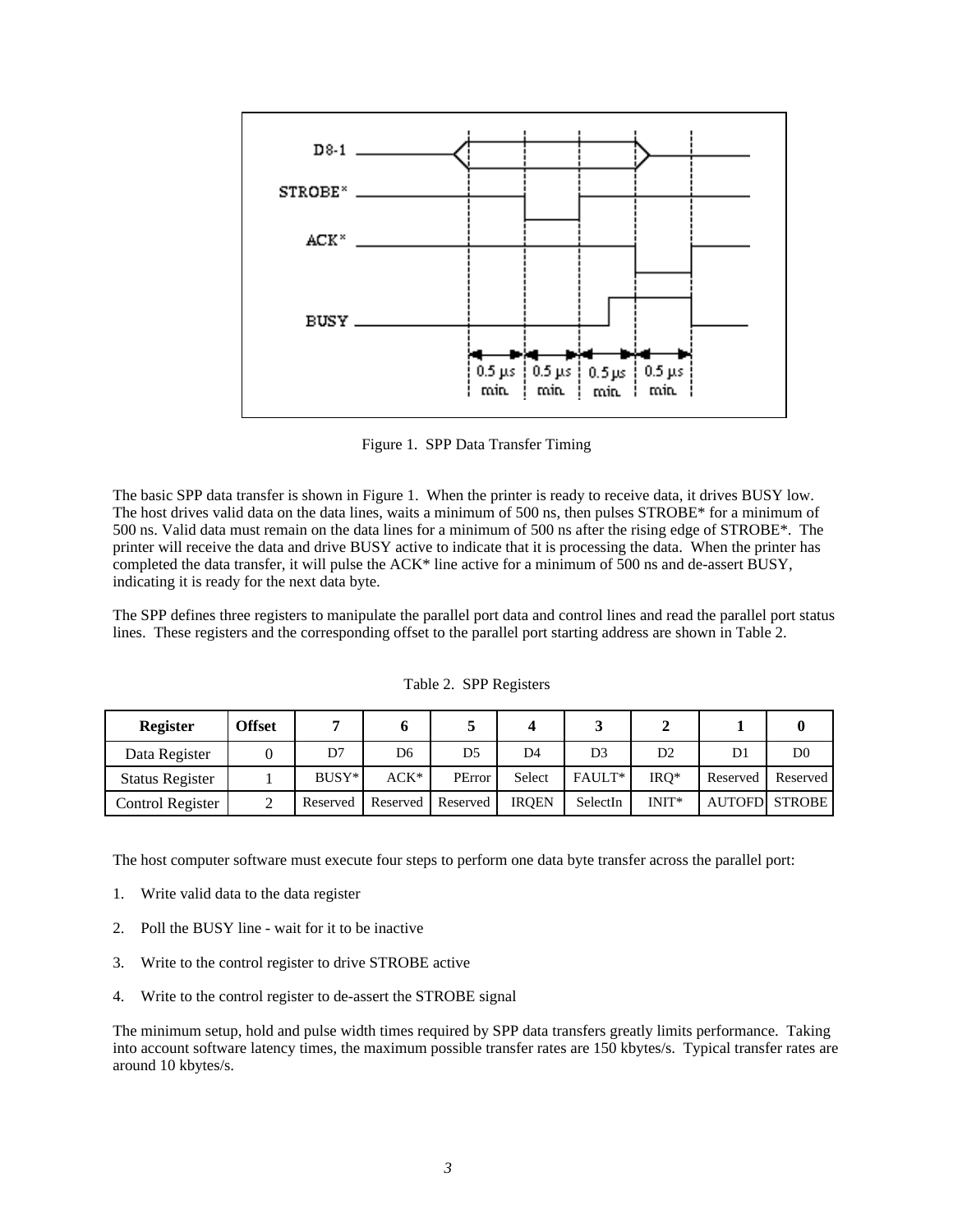Figure 1. SPP Data Transfer Timing

The basic SPP data transfer is shown in Figure 1. When the printer is ready to receive data, it drives BUSY low. The host drives valid data on the data lines, waits a minimum of 500 ns, then pulses STROBE* for a minimum of 500 ns. Valid data must remain on the data lines for a minimum of 500 ns after the rising edge of STROBE*. The printer will receive the data and drive BUSY active to indicate that it is processing the data. When the printer has completed the data transfer, it will pulse the ACK* line active for a minimum of 500 ns and de-assert BUSY, indicating it is ready for the next data byte.

The SPP defines three registers to manipulate the parallel port data and control lines and read the parallel port status lines. These registers and the corresponding offset to the parallel port starting address are shown in Table 2.

Table 2. SPP Registers

| Register | Offset | 7 | 6 | 5 | 4 | 3 | 2 | 1 | 0 |
|---|---|---|---|---|---|---|---|---|---|
| Data Register | 0 | D7 | D6 | D5 | D4 | D3 | D2 | D1 | D0 |
| Status Register | 1 | BUSY* | ACK* | PError | Select | FAULT* | IRQ* | Reserved | Reserved |
| Control Register | 2 | Reserved | Reserved | Reserved | IRQEN | SelectIn | INIT* | AUTOFD | STROBE |

The host computer software must execute four steps to perform one data byte transfer across the parallel port:

1. Write valid data to the data register
2. Poll the BUSY line - wait for it to be inactive
3. Write to the control register to drive STROBE active
4. Write to the control register to de-assert the STROBE signal

The minimum setup, hold and pulse width times required by SPP data transfers greatly limits performance. Taking into account software latency times, the maximum possible transfer rates are 150 kbytes/s. Typical transfer rates are around 10 kbytes/s.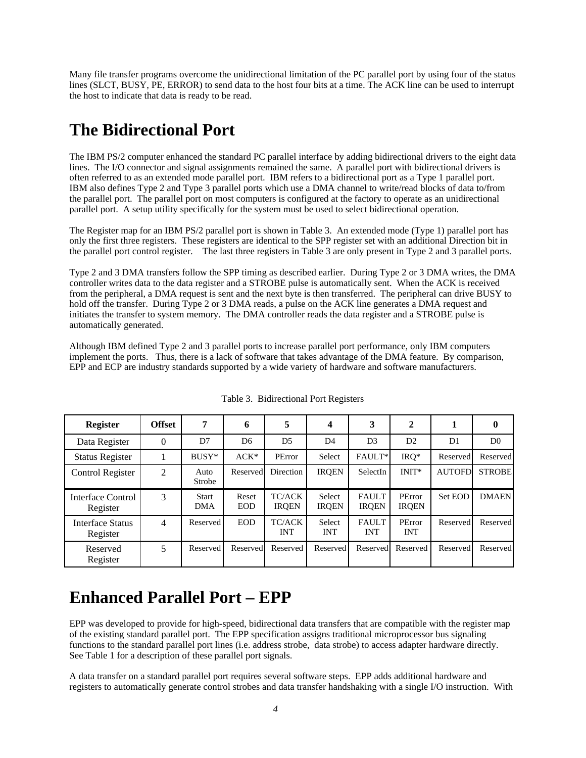Many file transfer programs overcome the unidirectional limitation of the PC parallel port by using four of the status lines (SLCT, BUSY, PE, ERROR) to send data to the host four bits at a time. The ACK line can be used to interrupt the host to indicate that data is ready to be read.

# The Bidirectional Port

The IBM PS/2 computer enhanced the standard PC parallel interface by adding bidirectional drivers to the eight data lines. The I/O connector and signal assignments remained the same. A parallel port with bidirectional drivers is often referred to as an extended mode parallel port. IBM refers to a bidirectional port as a Type 1 parallel port. IBM also defines Type 2 and Type 3 parallel ports which use a DMA channel to write/read blocks of data to/from the parallel port. The parallel port on most computers is configured at the factory to operate as an unidirectional parallel port. A setup utility specifically for the system must be used to select bidirectional operation.

The Register map for an IBM PS/2 parallel port is shown in Table 3. An extended mode (Type 1) parallel port has only the first three registers. These registers are identical to the SPP register set with an additional Direction bit in the parallel port control register. The last three registers in Table 3 are only present in Type 2 and 3 parallel ports.

Type 2 and 3 DMA transfers follow the SPP timing as described earlier. During Type 2 or 3 DMA writes, the DMA controller writes data to the data register and a STROBE pulse is automatically sent. When the ACK is received from the peripheral, a DMA request is sent and the next byte is then transferred. The peripheral can drive BUSY to hold off the transfer. During Type 2 or 3 DMA reads, a pulse on the ACK line generates a DMA request and initiates the transfer to system memory. The DMA controller reads the data register and a STROBE pulse is automatically generated.

Although IBM defined Type 2 and 3 parallel ports to increase parallel port performance, only IBM computers implement the ports. Thus, there is a lack of software that takes advantage of the DMA feature. By comparison, EPP and ECP are industry standards supported by a wide variety of hardware and software manufacturers.

Table 3. Bidirectional Port Registers

| Register | Offset | 7 | 6 | 5 | 4 | 3 | 2 | 1 | 0 |
|---|---|---|---|---|---|---|---|---|---|
| Data Register | 0 | D7 | D6 | D5 | D4 | D3 | D2 | D1 | D0 |
| Status Register | 1 | BUSY* | ACK* | PError | Select | FAULT* | IRQ* | Reserved | Reserved |
| Control Register | 2 | Auto Strobe | Reserved | Direction | IRQEN | SelectIn | INIT* | AUTOFD | STROBE |
| Interface Control Register | 3 | Start DMA | Reset EOD | TC/ACK IRQEN | Select IRQEN | FAULT IRQEN | PError IRQEN | Set EOD | DMAEN |
| Interface Status Register | 4 | Reserved | EOD | TC/ACK INT | Select INT | FAULT INT | PError INT | Reserved | Reserved |
| Reserved Register | 5 | Reserved | Reserved | Reserved | Reserved | Reserved | Reserved | Reserved | Reserved |

# Enhanced Parallel Port – EPP

EPP was developed to provide for high-speed, bidirectional data transfers that are compatible with the register map of the existing standard parallel port. The EPP specification assigns traditional microprocessor bus signaling functions to the standard parallel port lines (i.e. address strobe, data strobe) to access adapter hardware directly. See Table 1 for a description of these parallel port signals.

A data transfer on a standard parallel port requires several software steps. EPP adds additional hardware and registers to automatically generate control strobes and data transfer handshaking with a single I/O instruction. With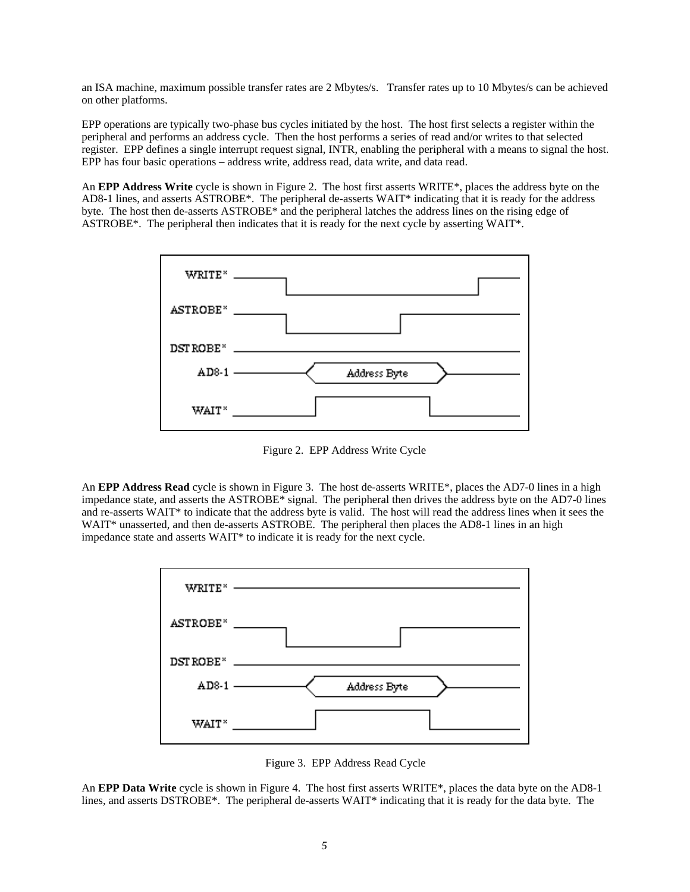an ISA machine, maximum possible transfer rates are 2 Mbytes/s. Transfer rates up to 10 Mbytes/s can be achieved on other platforms.

EPP operations are typically two-phase bus cycles initiated by the host. The host first selects a register within the peripheral and performs an address cycle. Then the host performs a series of read and/or writes to that selected register. EPP defines a single interrupt request signal, INTR, enabling the peripheral with a means to signal the host. EPP has four basic operations – address write, address read, data write, and data read.

An **EPP Address Write** cycle is shown in Figure 2. The host first asserts WRITE*, places the address byte on the AD8-1 lines, and asserts ASTROBE*. The peripheral de-asserts WAIT* indicating that it is ready for the address byte. The host then de-asserts ASTROBE* and the peripheral latches the address lines on the rising edge of ASTROBE*. The peripheral then indicates that it is ready for the next cycle by asserting WAIT*.

Figure 2. EPP Address Write Cycle

An **EPP Address Read** cycle is shown in Figure 3. The host de-asserts WRITE*, places the AD7-0 lines in a high impedance state, and asserts the ASTROBE* signal. The peripheral then drives the address byte on the AD7-0 lines and re-asserts WAIT* to indicate that the address byte is valid. The host will read the address lines when it sees the WAIT* unasserted, and then de-asserts ASTROBE. The peripheral then places the AD8-1 lines in an high impedance state and asserts WAIT* to indicate it is ready for the next cycle.

Figure 3. EPP Address Read Cycle

An **EPP Data Write** cycle is shown in Figure 4. The host first asserts WRITE*, places the data byte on the AD8-1 lines, and asserts DSTROBE*. The peripheral de-asserts WAIT* indicating that it is ready for the data byte. The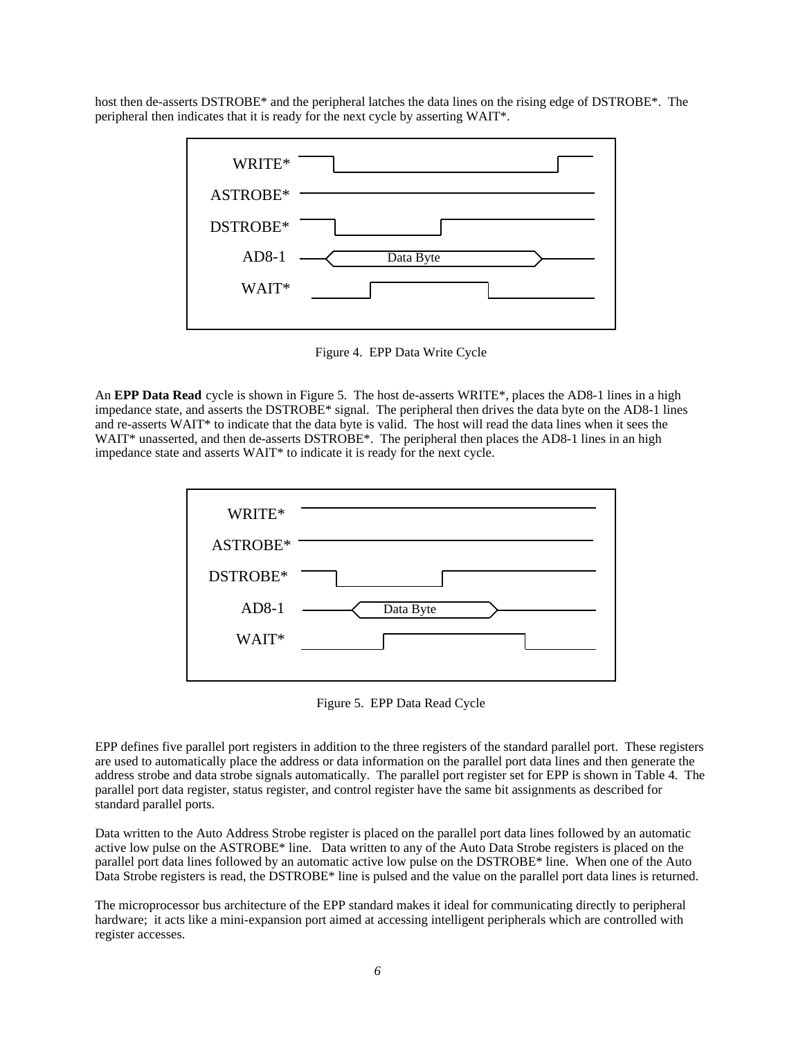host then de-asserts DSTROBE* and the peripheral latches the data lines on the rising edge of DSTROBE*. The peripheral then indicates that it is ready for the next cycle by asserting WAIT*.

Figure 4. EPP Data Write Cycle

An **EPP Data Read** cycle is shown in Figure 5. The host de-asserts WRITE*, places the AD8-1 lines in a high impedance state, and asserts the DSTROBE* signal. The peripheral then drives the data byte on the AD8-1 lines and re-asserts WAIT* to indicate that the data byte is valid. The host will read the data lines when it sees the WAIT* unasserted, and then de-asserts DSTROBE*. The peripheral then places the AD8-1 lines in an high impedance state and asserts WAIT* to indicate it is ready for the next cycle.

Figure 5. EPP Data Read Cycle

EPP defines five parallel port registers in addition to the three registers of the standard parallel port. These registers are used to automatically place the address or data information on the parallel port data lines and then generate the address strobe and data strobe signals automatically. The parallel port register set for EPP is shown in Table 4. The parallel port data register, status register, and control register have the same bit assignments as described for standard parallel ports.

Data written to the Auto Address Strobe register is placed on the parallel port data lines followed by an automatic active low pulse on the ASTROBE* line. Data written to any of the Auto Data Strobe registers is placed on the parallel port data lines followed by an automatic active low pulse on the DSTROBE* line. When one of the Auto Data Strobe registers is read, the DSTROBE* line is pulsed and the value on the parallel port data lines is returned.

The microprocessor bus architecture of the EPP standard makes it ideal for communicating directly to peripheral hardware; it acts like a mini-expansion port aimed at accessing intelligent peripherals which are controlled with register accesses.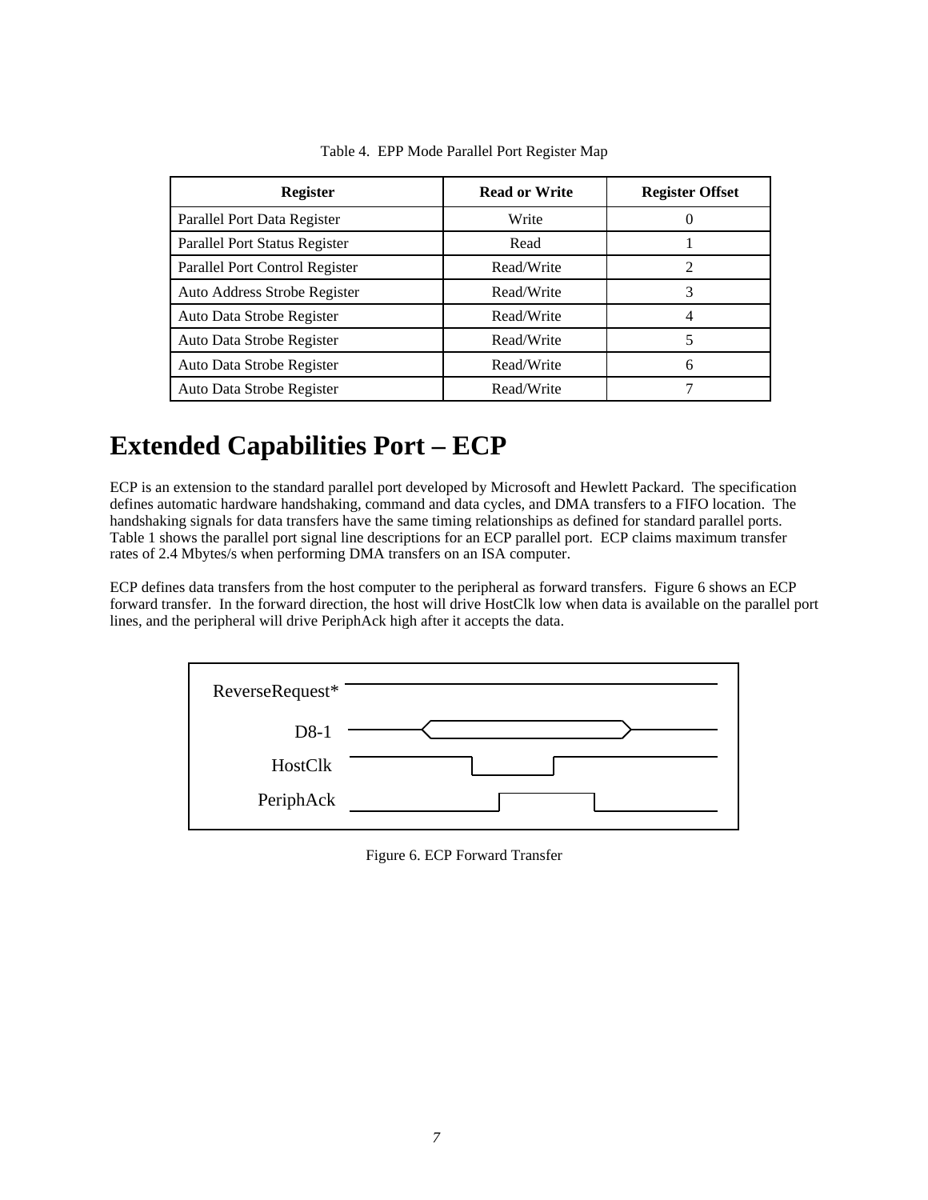Table 4. EPP Mode Parallel Port Register Map

| Register | Read or Write | Register Offset |
|---|---|---|
| Parallel Port Data Register | Write | 0 |
| Parallel Port Status Register | Read | 1 |
| Parallel Port Control Register | Read/Write | 2 |
| Auto Address Strobe Register | Read/Write | 3 |
| Auto Data Strobe Register | Read/Write | 4 |
| Auto Data Strobe Register | Read/Write | 5 |
| Auto Data Strobe Register | Read/Write | 6 |
| Auto Data Strobe Register | Read/Write | 7 |

# Extended Capabilities Port – ECP

ECP is an extension to the standard parallel port developed by Microsoft and Hewlett Packard. The specification defines automatic hardware handshaking, command and data cycles, and DMA transfers to a FIFO location. The handshaking signals for data transfers have the same timing relationships as defined for standard parallel ports. Table 1 shows the parallel port signal line descriptions for an ECP parallel port. ECP claims maximum transfer rates of 2.4 Mbytes/s when performing DMA transfers on an ISA computer.

ECP defines data transfers from the host computer to the peripheral as forward transfers. Figure 6 shows an ECP forward transfer. In the forward direction, the host will drive HostClk low when data is available on the parallel port lines, and the peripheral will drive PeriphAck high after it accepts the data.

Figure 6. ECP Forward Transfer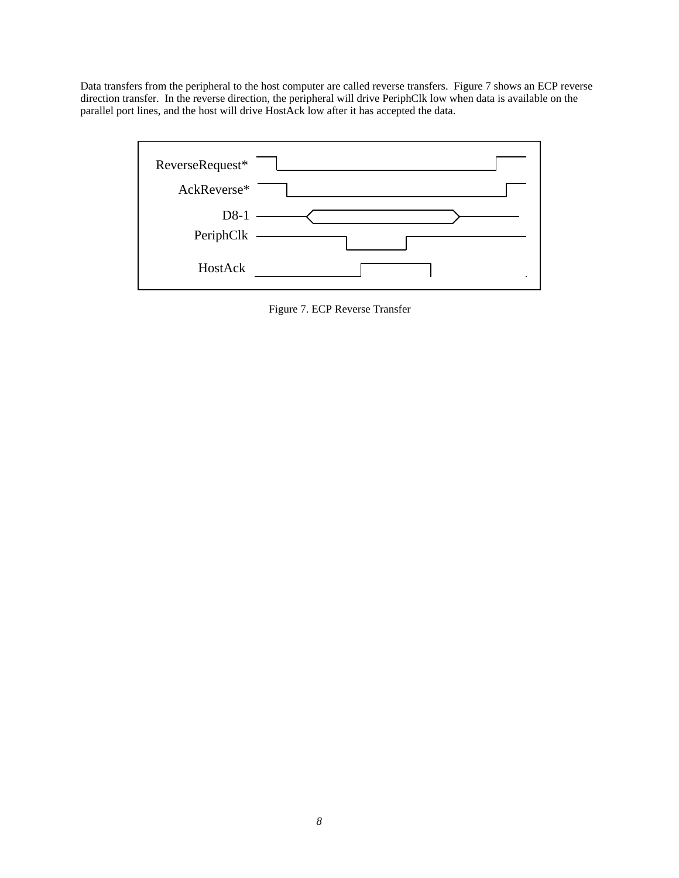Data transfers from the peripheral to the host computer are called reverse transfers. Figure 7 shows an ECP reverse direction transfer. In the reverse direction, the peripheral will drive PeriphClk low when data is available on the parallel port lines, and the host will drive HostAck low after it has accepted the data.

ReverseRequest*

AckReverse*

D8-1

PeriphClk

HostAck

Figure 7. ECP Reverse Transfer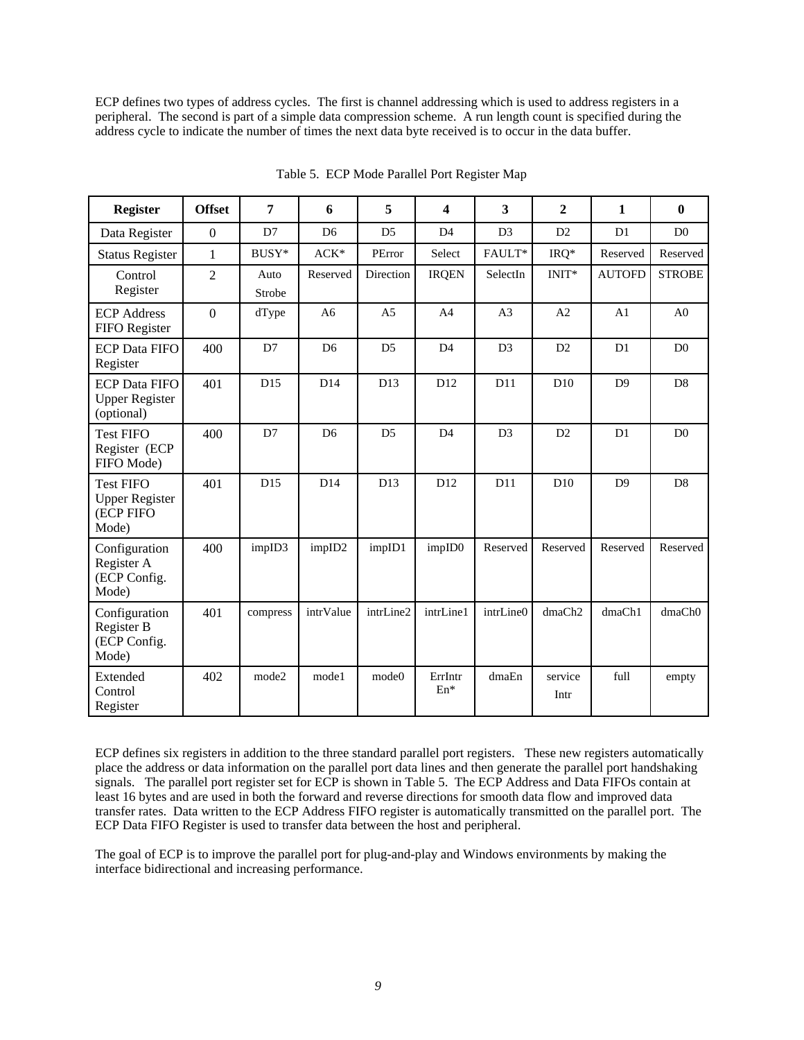ECP defines two types of address cycles. The first is channel addressing which is used to address registers in a peripheral. The second is part of a simple data compression scheme. A run length count is specified during the address cycle to indicate the number of times the next data byte received is to occur in the data buffer.

Table 5. ECP Mode Parallel Port Register Map

| Register | Offset | 7 | 6 | 5 | 4 | 3 | 2 | 1 | 0 |
|---|---|---|---|---|---|---|---|---|---|
| Data Register | 0 | D7 | D6 | D5 | D4 | D3 | D2 | D1 | D0 |
| Status Register | 1 | BUSY* | ACK* | PError | Select | FAULT* | IRQ* | Reserved | Reserved |
| Control Register | 2 | Auto Strobe | Reserved | Direction | IRQEN | SelectIn | INIT* | AUTOFD | STROBE |
| ECP Address FIFO Register | 0 | dType | A6 | A5 | A4 | A3 | A2 | A1 | A0 |
| ECP Data FIFO Register | 400 | D7 | D6 | D5 | D4 | D3 | D2 | D1 | D0 |
| ECP Data FIFO Upper Register (optional) | 401 | D15 | D14 | D13 | D12 | D11 | D10 | D9 | D8 |
| Test FIFO Register (ECP FIFO Mode) | 400 | D7 | D6 | D5 | D4 | D3 | D2 | D1 | D0 |
| Test FIFO Upper Register (ECP FIFO Mode) | 401 | D15 | D14 | D13 | D12 | D11 | D10 | D9 | D8 |
| Configuration Register A (ECP Config. Mode) | 400 | impID3 | impID2 | impID1 | impID0 | Reserved | Reserved | Reserved | Reserved |
| Configuration Register B (ECP Config. Mode) | 401 | compress | intrValue | intrLine2 | intrLine1 | intrLine0 | dmaCh2 | dmaCh1 | dmaCh0 |
| Extended Control Register | 402 | mode2 | mode1 | mode0 | ErrIntr En* | dmaEn | service Intr | full | empty |

ECP defines six registers in addition to the three standard parallel port registers. These new registers automatically place the address or data information on the parallel port data lines and then generate the parallel port handshaking signals. The parallel port register set for ECP is shown in Table 5. The ECP Address and Data FIFOs contain at least 16 bytes and are used in both the forward and reverse directions for smooth data flow and improved data transfer rates. Data written to the ECP Address FIFO register is automatically transmitted on the parallel port. The ECP Data FIFO Register is used to transfer data between the host and peripheral.

The goal of ECP is to improve the parallel port for plug-and-play and Windows environments by making the interface bidirectional and increasing performance.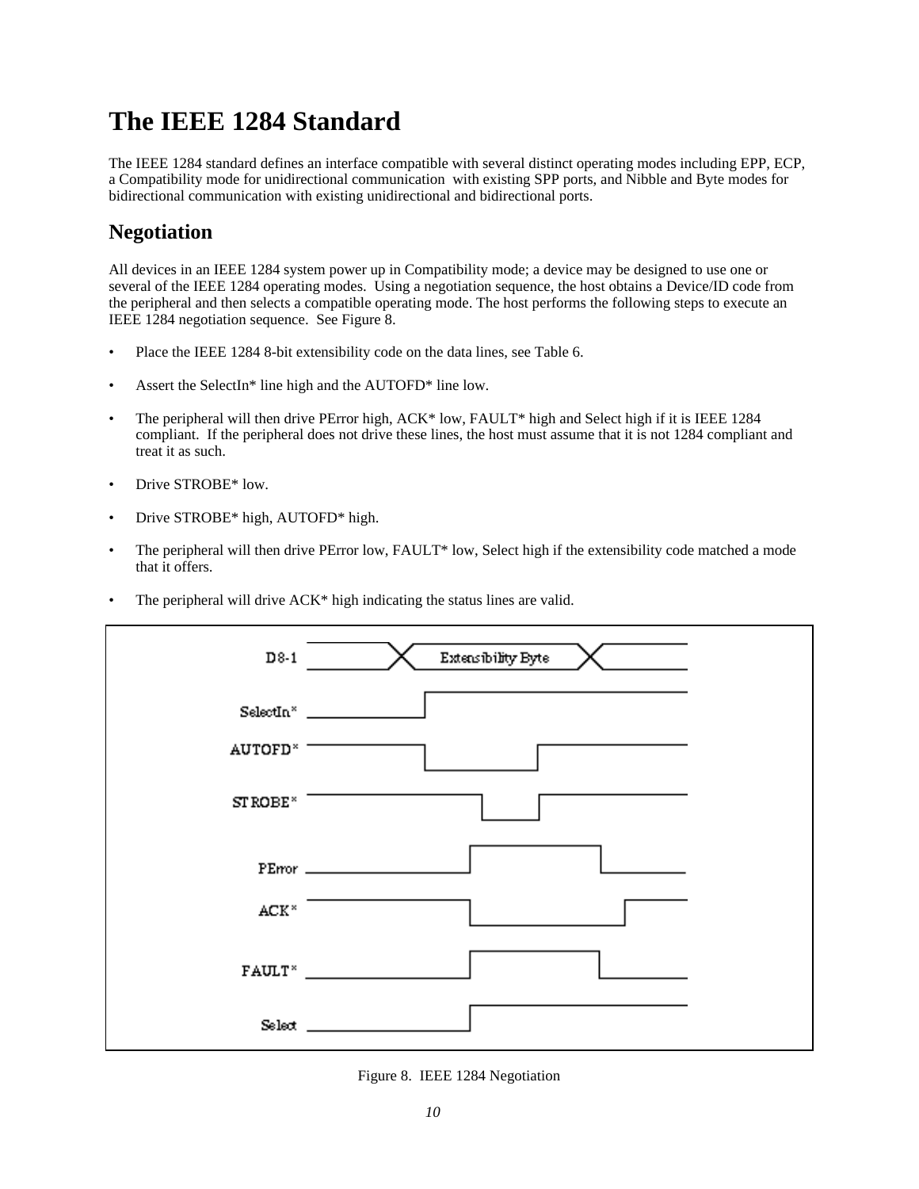# The IEEE 1284 Standard

The IEEE 1284 standard defines an interface compatible with several distinct operating modes including EPP, ECP, a Compatibility mode for unidirectional communication with existing SPP ports, and Nibble and Byte modes for bidirectional communication with existing unidirectional and bidirectional ports.

## Negotiation

All devices in an IEEE 1284 system power up in Compatibility mode; a device may be designed to use one or several of the IEEE 1284 operating modes. Using a negotiation sequence, the host obtains a Device/ID code from the peripheral and then selects a compatible operating mode. The host performs the following steps to execute an IEEE 1284 negotiation sequence. See Figure 8.

- Place the IEEE 1284 8-bit extensibility code on the data lines, see Table 6.
- Assert the SelectIn* line high and the AUTOFD* line low.
- The peripheral will then drive PError high, ACK* low, FAULT* high and Select high if it is IEEE 1284 compliant. If the peripheral does not drive these lines, the host must assume that it is not 1284 compliant and treat it as such.
- Drive STROBE* low.
- Drive STROBE* high, AUTOFD* high.
- The peripheral will then drive PError low, FAULT* low, Select high if the extensibility code matched a mode that it offers.
- The peripheral will drive ACK* high indicating the status lines are valid.

Figure 8. IEEE 1284 Negotiation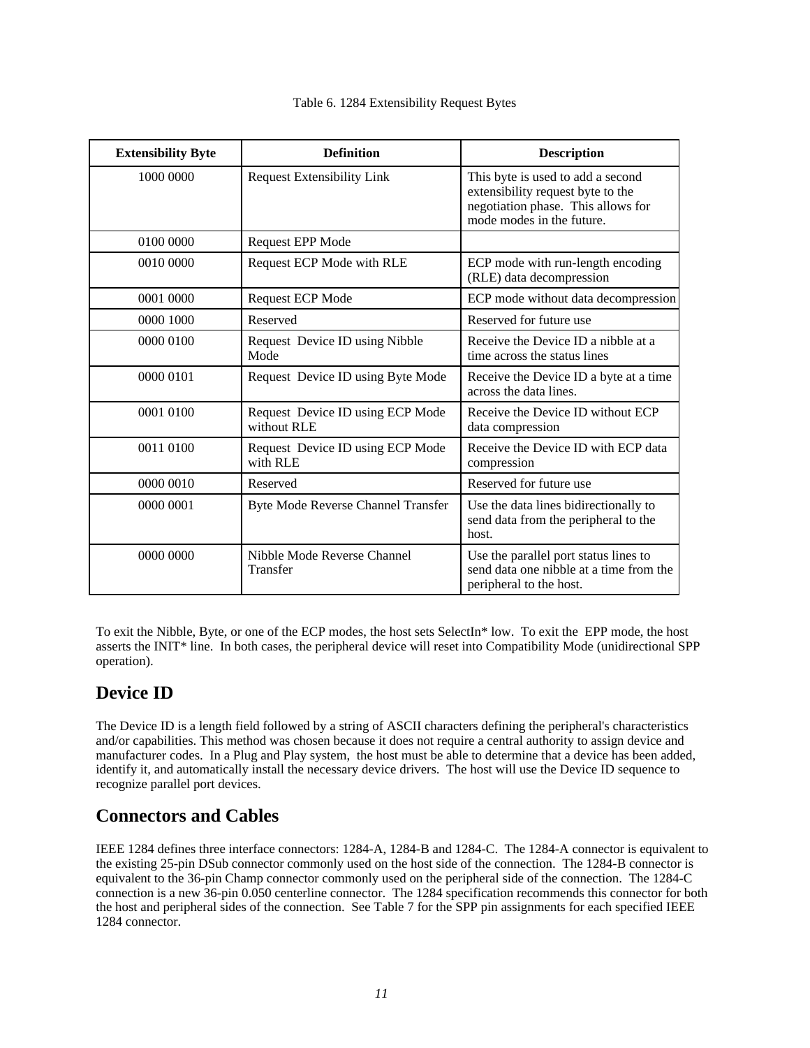Table 6. 1284 Extensibility Request Bytes

| Extensibility Byte | Definition | Description |
| --- | --- | --- |
| 1000 0000 | Request Extensibility Link | This byte is used to add a second extensibility request byte to the negotiation phase. This allows for mode modes in the future. |
| 0100 0000 | Request EPP Mode | |
| 0010 0000 | Request ECP Mode with RLE | ECP mode with run-length encoding (RLE) data decompression |
| 0001 0000 | Request ECP Mode | ECP mode without data decompression |
| 0000 1000 | Reserved | Reserved for future use |
| 0000 0100 | Request Device ID using Nibble Mode | Receive the Device ID a nibble at a time across the status lines |
| 0000 0101 | Request Device ID using Byte Mode | Receive the Device ID a byte at a time across the data lines. |
| 0001 0100 | Request Device ID using ECP Mode without RLE | Receive the Device ID without ECP data compression |
| 0011 0100 | Request Device ID using ECP Mode with RLE | Receive the Device ID with ECP data compression |
| 0000 0010 | Reserved | Reserved for future use |
| 0000 0001 | Byte Mode Reverse Channel Transfer | Use the data lines bidirectionally to send data from the peripheral to the host. |
| 0000 0000 | Nibble Mode Reverse Channel Transfer | Use the parallel port status lines to send data one nibble at a time from the peripheral to the host. |

To exit the Nibble, Byte, or one of the ECP modes, the host sets SelectIn* low. To exit the EPP mode, the host asserts the INIT* line. In both cases, the peripheral device will reset into Compatibility Mode (unidirectional SPP operation).

## Device ID

The Device ID is a length field followed by a string of ASCII characters defining the peripheral's characteristics and/or capabilities. This method was chosen because it does not require a central authority to assign device and manufacturer codes. In a Plug and Play system, the host must be able to determine that a device has been added, identify it, and automatically install the necessary device drivers. The host will use the Device ID sequence to recognize parallel port devices.

## Connectors and Cables

IEEE 1284 defines three interface connectors: 1284-A, 1284-B and 1284-C. The 1284-A connector is equivalent to the existing 25-pin DSub connector commonly used on the host side of the connection. The 1284-B connector is equivalent to the 36-pin Champ connector commonly used on the peripheral side of the connection. The 1284-C connection is a new 36-pin 0.050 centerline connector. The 1284 specification recommends this connector for both the host and peripheral sides of the connection. See Table 7 for the SPP pin assignments for each specified IEEE 1284 connector.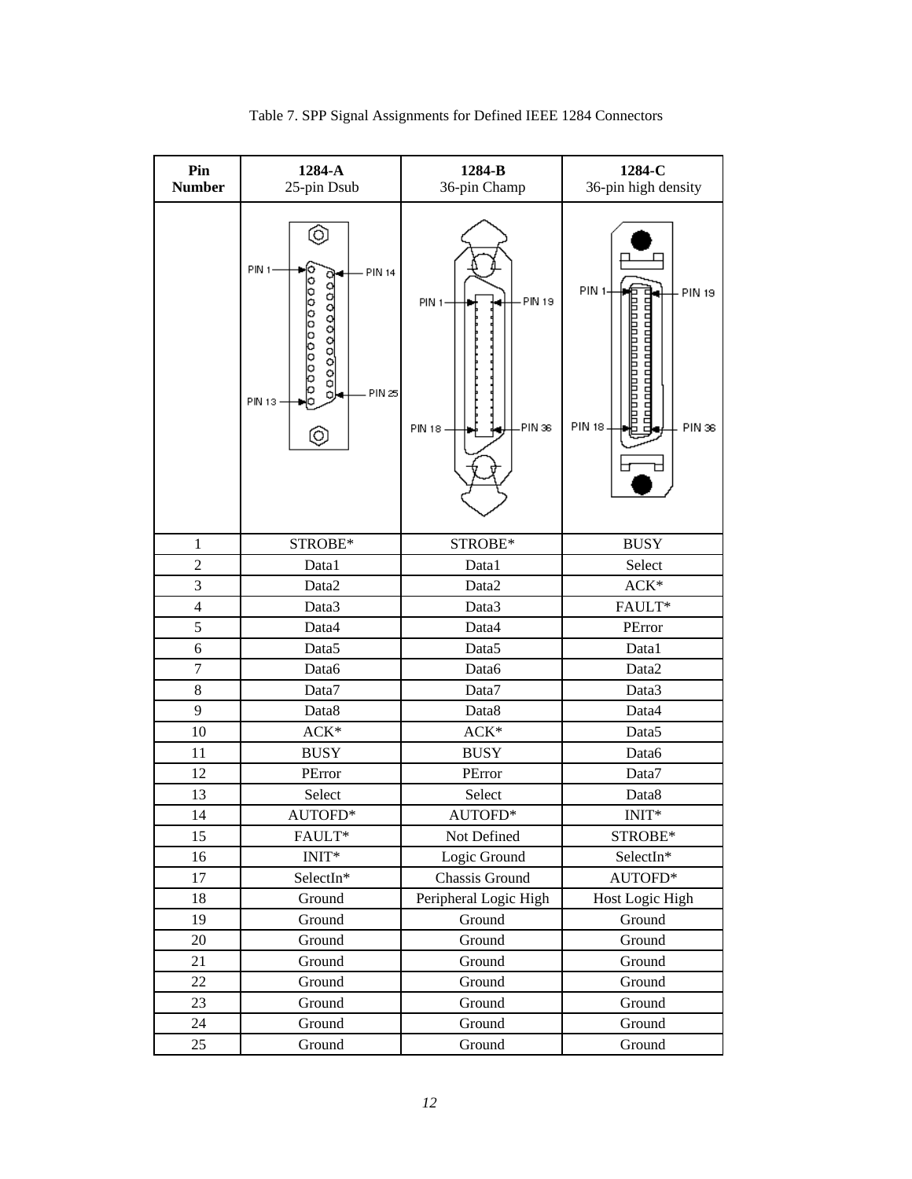Table 7. SPP Signal Assignments for Defined IEEE 1284 Connectors

| **Pin Number** | **1284-A** 25-pin Dsub | **1284-B** 36-pin Champ | **1284-C** 36-pin high density |
|---|---|---|---|
| | | | |
| 1 | STROBE* | STROBE* | BUSY |
| 2 | Data1 | Data1 | Select |
| 3 | Data2 | Data2 | ACK* |
| 4 | Data3 | Data3 | FAULT* |
| 5 | Data4 | Data4 | PError |
| 6 | Data5 | Data5 | Data1 |
| 7 | Data6 | Data6 | Data2 |
| 8 | Data7 | Data7 | Data3 |
| 9 | Data8 | Data8 | Data4 |
| 10 | ACK* | ACK* | Data5 |
| 11 | BUSY | BUSY | Data6 |
| 12 | PError | PError | Data7 |
| 13 | Select | Select | Data8 |
| 14 | AUTOFD* | AUTOFD* | INIT* |
| 15 | FAULT* | Not Defined | STROBE* |
| 16 | INIT* | Logic Ground | SelectIn* |
| 17 | SelectIn* | Chassis Ground | AUTOFD* |
| 18 | Ground | Peripheral Logic High | Host Logic High |
| 19 | Ground | Ground | Ground |
| 20 | Ground | Ground | Ground |
| 21 | Ground | Ground | Ground |
| 22 | Ground | Ground | Ground |
| 23 | Ground | Ground | Ground |
| 24 | Ground | Ground | Ground |
| 25 | Ground | Ground | Ground |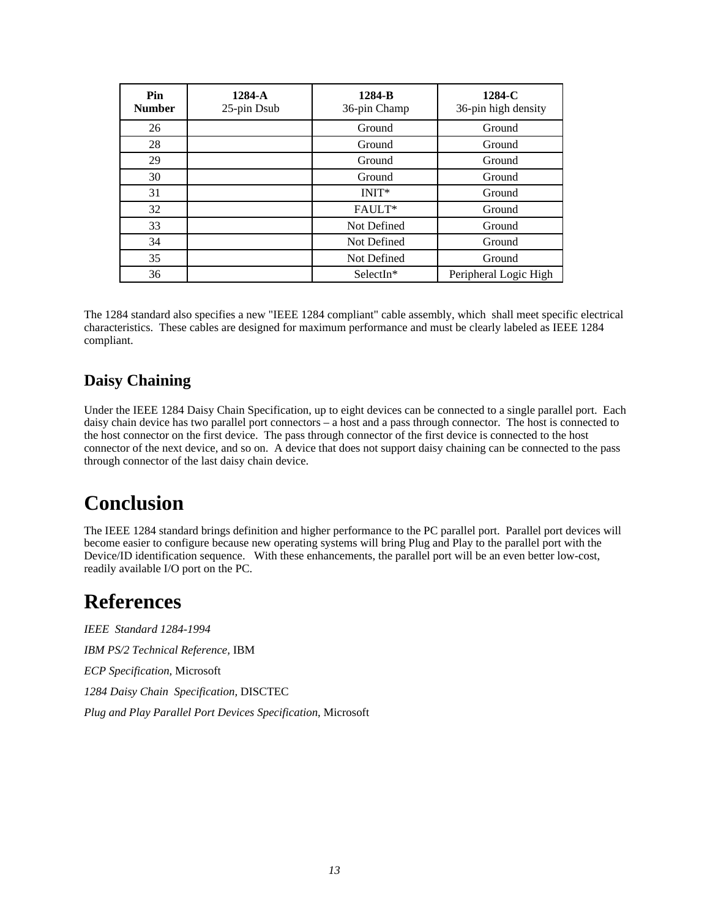| Pin Number | 1284-A 25-pin Dsub | 1284-B 36-pin Champ | 1284-C 36-pin high density |
|---|---|---|---|
| 26 | | Ground | Ground |
| 28 | | Ground | Ground |
| 29 | | Ground | Ground |
| 30 | | Ground | Ground |
| 31 | | INIT* | Ground |
| 32 | | FAULT* | Ground |
| 33 | | Not Defined | Ground |
| 34 | | Not Defined | Ground |
| 35 | | Not Defined | Ground |
| 36 | | SelectIn* | Peripheral Logic High |

The 1284 standard also specifies a new "IEEE 1284 compliant" cable assembly, which shall meet specific electrical characteristics. These cables are designed for maximum performance and must be clearly labeled as IEEE 1284 compliant.

## Daisy Chaining

Under the IEEE 1284 Daisy Chain Specification, up to eight devices can be connected to a single parallel port. Each daisy chain device has two parallel port connectors – a host and a pass through connector. The host is connected to the host connector on the first device. The pass through connector of the first device is connected to the host connector of the next device, and so on. A device that does not support daisy chaining can be connected to the pass through connector of the last daisy chain device.

# Conclusion

The IEEE 1284 standard brings definition and higher performance to the PC parallel port. Parallel port devices will become easier to configure because new operating systems will bring Plug and Play to the parallel port with the Device/ID identification sequence. With these enhancements, the parallel port will be an even better low-cost, readily available I/O port on the PC.

# References

*IEEE Standard 1284-1994*

*IBM PS/2 Technical Reference,* IBM

*ECP Specification,* Microsoft

*1284 Daisy Chain Specification*, DISCTEC

*Plug and Play Parallel Port Devices Specification*, Microsoft